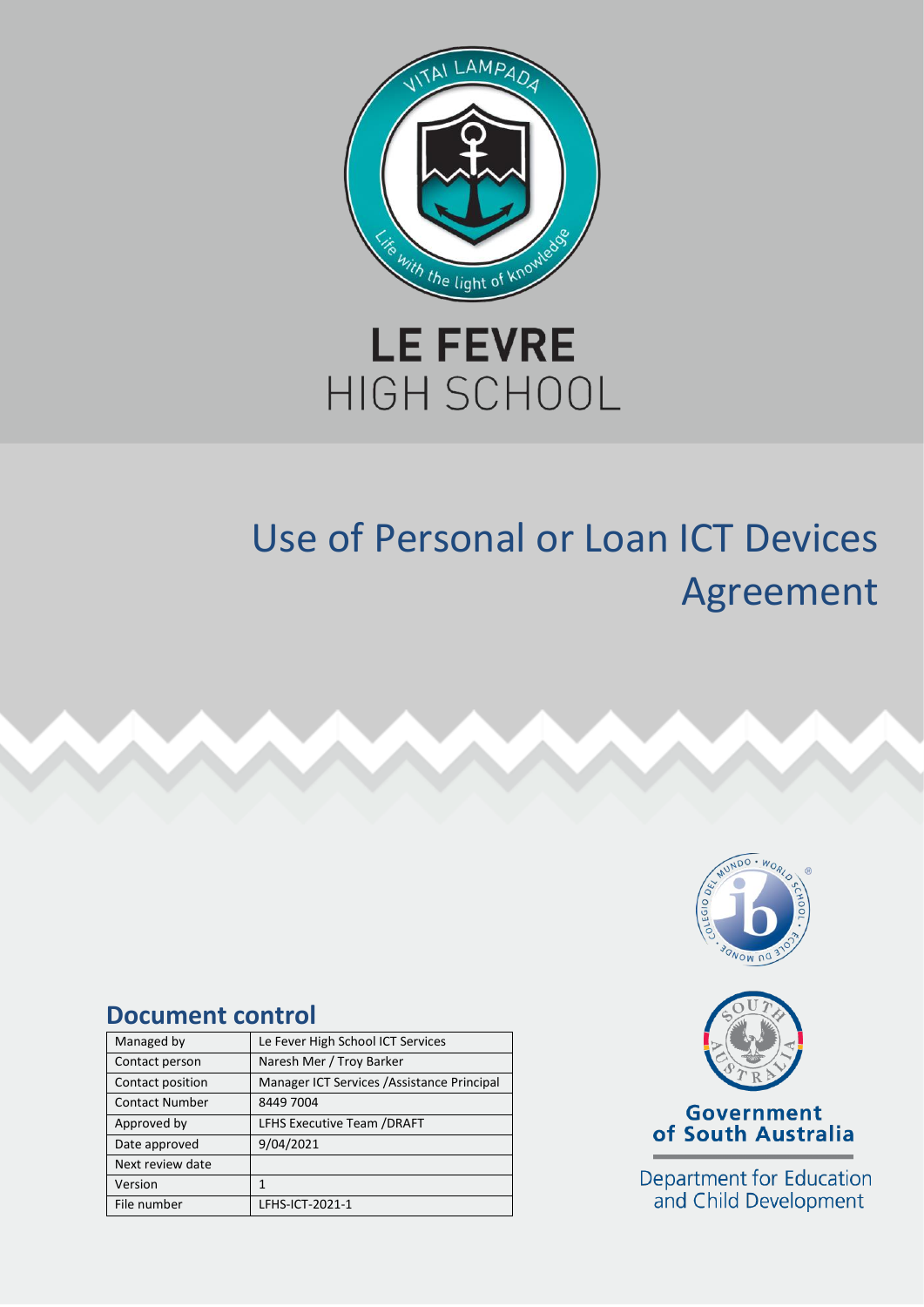VITAI LAMPADA

Life with the light of knowledge

LE FEVRE
HIGH SCHOOL

# Use of Personal or Loan ICT Devices Agreement

## Document control

| Managed by | Le Fever High School ICT Services |
|---|---|
| Contact person | Naresh Mer / Troy Barker |
| Contact position | Manager ICT Services /Assistance Principal |
| Contact Number | 8449 7004 |
| Approved by | LFHS Executive Team /DRAFT |
| Date approved | 9/04/2021 |
| Next review date | |
| Version | 1 |
| File number | LFHS-ICT-2021-1 |

Government of South Australia

Department for Education and Child Development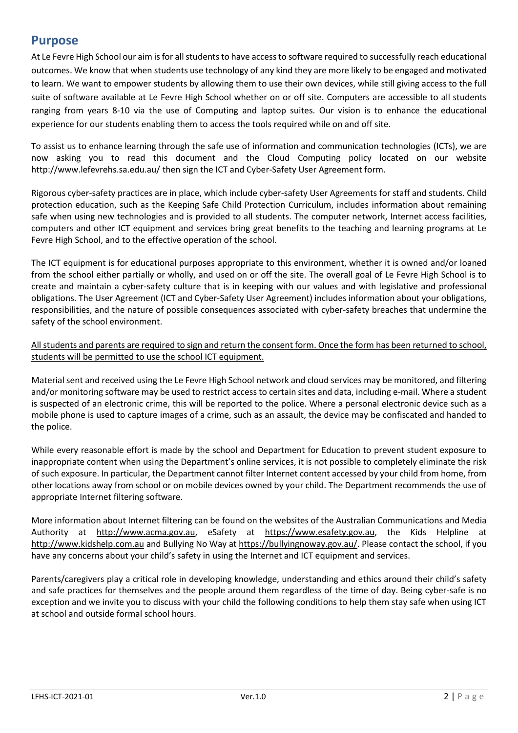## Purpose

At Le Fevre High School our aim is for all students to have access to software required to successfully reach educational outcomes. We know that when students use technology of any kind they are more likely to be engaged and motivated to learn. We want to empower students by allowing them to use their own devices, while still giving access to the full suite of software available at Le Fevre High School whether on or off site. Computers are accessible to all students ranging from years 8-10 via the use of Computing and laptop suites. Our vision is to enhance the educational experience for our students enabling them to access the tools required while on and off site.

To assist us to enhance learning through the safe use of information and communication technologies (ICTs), we are now asking you to read this document and the Cloud Computing policy located on our website http://www.lefevrehs.sa.edu.au/ then sign the ICT and Cyber-Safety User Agreement form.

Rigorous cyber-safety practices are in place, which include cyber-safety User Agreements for staff and students. Child protection education, such as the Keeping Safe Child Protection Curriculum, includes information about remaining safe when using new technologies and is provided to all students. The computer network, Internet access facilities, computers and other ICT equipment and services bring great benefits to the teaching and learning programs at Le Fevre High School, and to the effective operation of the school.

The ICT equipment is for educational purposes appropriate to this environment, whether it is owned and/or loaned from the school either partially or wholly, and used on or off the site. The overall goal of Le Fevre High School is to create and maintain a cyber-safety culture that is in keeping with our values and with legislative and professional obligations. The User Agreement (ICT and Cyber-Safety User Agreement) includes information about your obligations, responsibilities, and the nature of possible consequences associated with cyber-safety breaches that undermine the safety of the school environment.

<u>All students and parents are required to sign and return the consent form. Once the form has been returned to school, students will be permitted to use the school ICT equipment.</u>

Material sent and received using the Le Fevre High School network and cloud services may be monitored, and filtering and/or monitoring software may be used to restrict access to certain sites and data, including e-mail. Where a student is suspected of an electronic crime, this will be reported to the police. Where a personal electronic device such as a mobile phone is used to capture images of a crime, such as an assault, the device may be confiscated and handed to the police.

While every reasonable effort is made by the school and Department for Education to prevent student exposure to inappropriate content when using the Department's online services, it is not possible to completely eliminate the risk of such exposure. In particular, the Department cannot filter Internet content accessed by your child from home, from other locations away from school or on mobile devices owned by your child. The Department recommends the use of appropriate Internet filtering software.

More information about Internet filtering can be found on the websites of the Australian Communications and Media Authority at http://www.acma.gov.au, eSafety at https://www.esafety.gov.au, the Kids Helpline at http://www.kidshelp.com.au and Bullying No Way at https://bullyingnoway.gov.au/. Please contact the school, if you have any concerns about your child's safety in using the Internet and ICT equipment and services.

Parents/caregivers play a critical role in developing knowledge, understanding and ethics around their child's safety and safe practices for themselves and the people around them regardless of the time of day. Being cyber-safe is no exception and we invite you to discuss with your child the following conditions to help them stay safe when using ICT at school and outside formal school hours.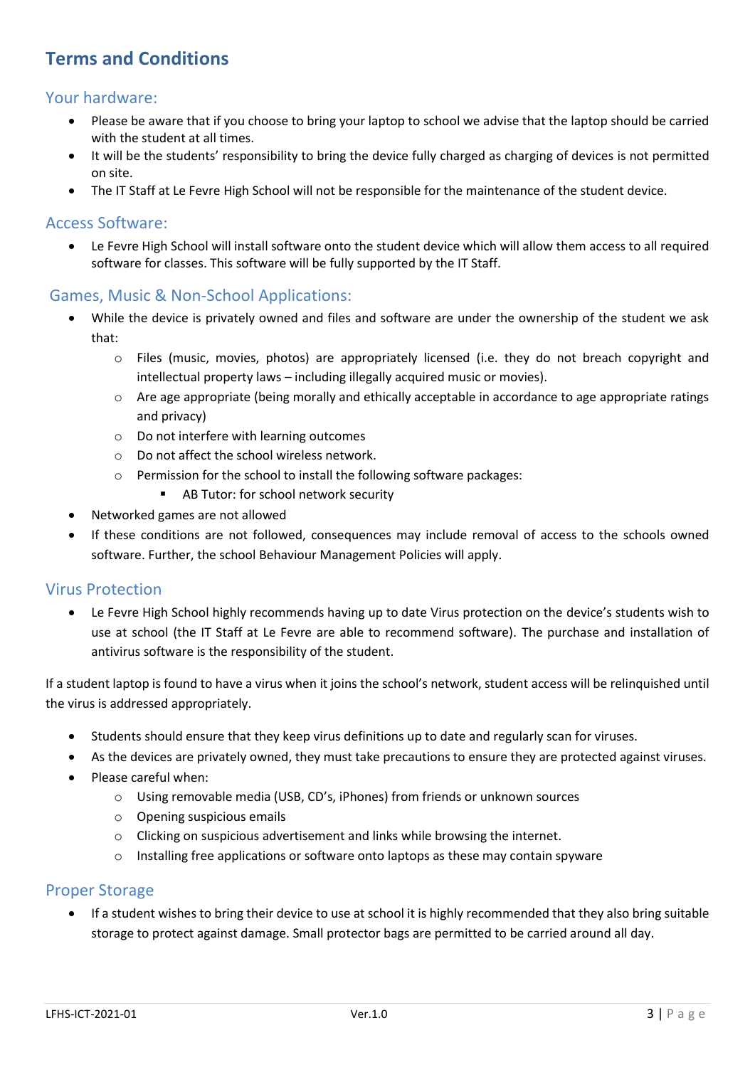## Terms and Conditions

### Your hardware:

- Please be aware that if you choose to bring your laptop to school we advise that the laptop should be carried with the student at all times.
- It will be the students' responsibility to bring the device fully charged as charging of devices is not permitted on site.
- The IT Staff at Le Fevre High School will not be responsible for the maintenance of the student device.

### Access Software:

- Le Fevre High School will install software onto the student device which will allow them access to all required software for classes. This software will be fully supported by the IT Staff.

### Games, Music & Non-School Applications:

- While the device is privately owned and files and software are under the ownership of the student we ask that:
  - Files (music, movies, photos) are appropriately licensed (i.e. they do not breach copyright and intellectual property laws – including illegally acquired music or movies).
  - Are age appropriate (being morally and ethically acceptable in accordance to age appropriate ratings and privacy)
  - Do not interfere with learning outcomes
  - Do not affect the school wireless network.
  - Permission for the school to install the following software packages:
    - AB Tutor: for school network security
- Networked games are not allowed
- If these conditions are not followed, consequences may include removal of access to the schools owned software. Further, the school Behaviour Management Policies will apply.

### Virus Protection

- Le Fevre High School highly recommends having up to date Virus protection on the device's students wish to use at school (the IT Staff at Le Fevre are able to recommend software). The purchase and installation of antivirus software is the responsibility of the student.

If a student laptop is found to have a virus when it joins the school's network, student access will be relinquished until the virus is addressed appropriately.

- Students should ensure that they keep virus definitions up to date and regularly scan for viruses.
- As the devices are privately owned, they must take precautions to ensure they are protected against viruses.
- Please careful when:
  - Using removable media (USB, CD's, iPhones) from friends or unknown sources
  - Opening suspicious emails
  - Clicking on suspicious advertisement and links while browsing the internet.
  - Installing free applications or software onto laptops as these may contain spyware

### Proper Storage

- If a student wishes to bring their device to use at school it is highly recommended that they also bring suitable storage to protect against damage. Small protector bags are permitted to be carried around all day.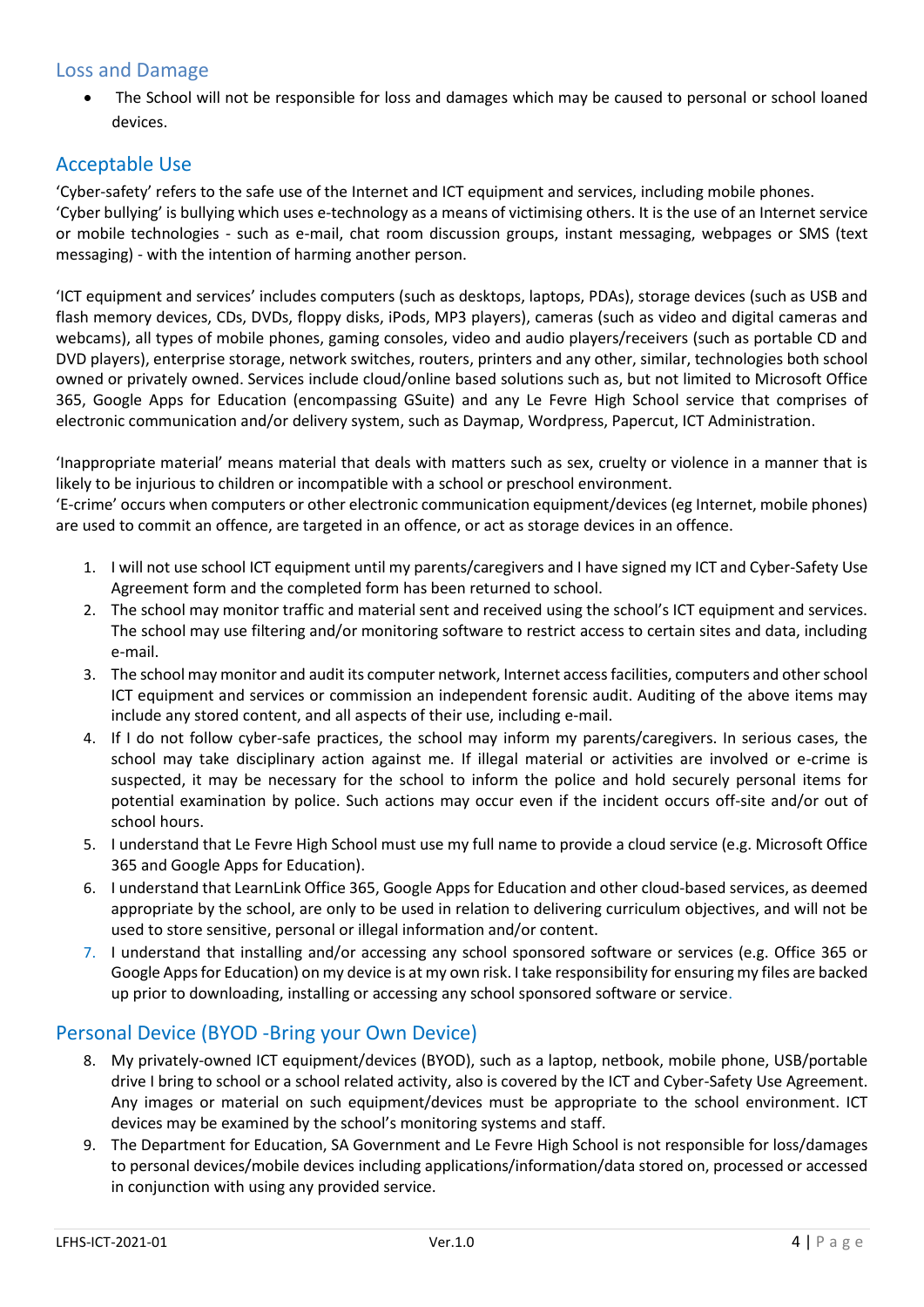## Loss and Damage

- The School will not be responsible for loss and damages which may be caused to personal or school loaned devices.

## Acceptable Use

'Cyber-safety' refers to the safe use of the Internet and ICT equipment and services, including mobile phones.
'Cyber bullying' is bullying which uses e-technology as a means of victimising others. It is the use of an Internet service or mobile technologies - such as e-mail, chat room discussion groups, instant messaging, webpages or SMS (text messaging) - with the intention of harming another person.

'ICT equipment and services' includes computers (such as desktops, laptops, PDAs), storage devices (such as USB and flash memory devices, CDs, DVDs, floppy disks, iPods, MP3 players), cameras (such as video and digital cameras and webcams), all types of mobile phones, gaming consoles, video and audio players/receivers (such as portable CD and DVD players), enterprise storage, network switches, routers, printers and any other, similar, technologies both school owned or privately owned. Services include cloud/online based solutions such as, but not limited to Microsoft Office 365, Google Apps for Education (encompassing GSuite) and any Le Fevre High School service that comprises of electronic communication and/or delivery system, such as Daymap, Wordpress, Papercut, ICT Administration.

'Inappropriate material' means material that deals with matters such as sex, cruelty or violence in a manner that is likely to be injurious to children or incompatible with a school or preschool environment.
'E-crime' occurs when computers or other electronic communication equipment/devices (eg Internet, mobile phones) are used to commit an offence, are targeted in an offence, or act as storage devices in an offence.

1. I will not use school ICT equipment until my parents/caregivers and I have signed my ICT and Cyber-Safety Use Agreement form and the completed form has been returned to school.
2. The school may monitor traffic and material sent and received using the school's ICT equipment and services. The school may use filtering and/or monitoring software to restrict access to certain sites and data, including e-mail.
3. The school may monitor and audit its computer network, Internet access facilities, computers and other school ICT equipment and services or commission an independent forensic audit. Auditing of the above items may include any stored content, and all aspects of their use, including e-mail.
4. If I do not follow cyber-safe practices, the school may inform my parents/caregivers. In serious cases, the school may take disciplinary action against me. If illegal material or activities are involved or e-crime is suspected, it may be necessary for the school to inform the police and hold securely personal items for potential examination by police. Such actions may occur even if the incident occurs off-site and/or out of school hours.
5. I understand that Le Fevre High School must use my full name to provide a cloud service (e.g. Microsoft Office 365 and Google Apps for Education).
6. I understand that LearnLink Office 365, Google Apps for Education and other cloud-based services, as deemed appropriate by the school, are only to be used in relation to delivering curriculum objectives, and will not be used to store sensitive, personal or illegal information and/or content.
7. I understand that installing and/or accessing any school sponsored software or services (e.g. Office 365 or Google Apps for Education) on my device is at my own risk. I take responsibility for ensuring my files are backed up prior to downloading, installing or accessing any school sponsored software or service.

## Personal Device (BYOD -Bring your Own Device)

8. My privately-owned ICT equipment/devices (BYOD), such as a laptop, netbook, mobile phone, USB/portable drive I bring to school or a school related activity, also is covered by the ICT and Cyber-Safety Use Agreement. Any images or material on such equipment/devices must be appropriate to the school environment. ICT devices may be examined by the school's monitoring systems and staff.
9. The Department for Education, SA Government and Le Fevre High School is not responsible for loss/damages to personal devices/mobile devices including applications/information/data stored on, processed or accessed in conjunction with using any provided service.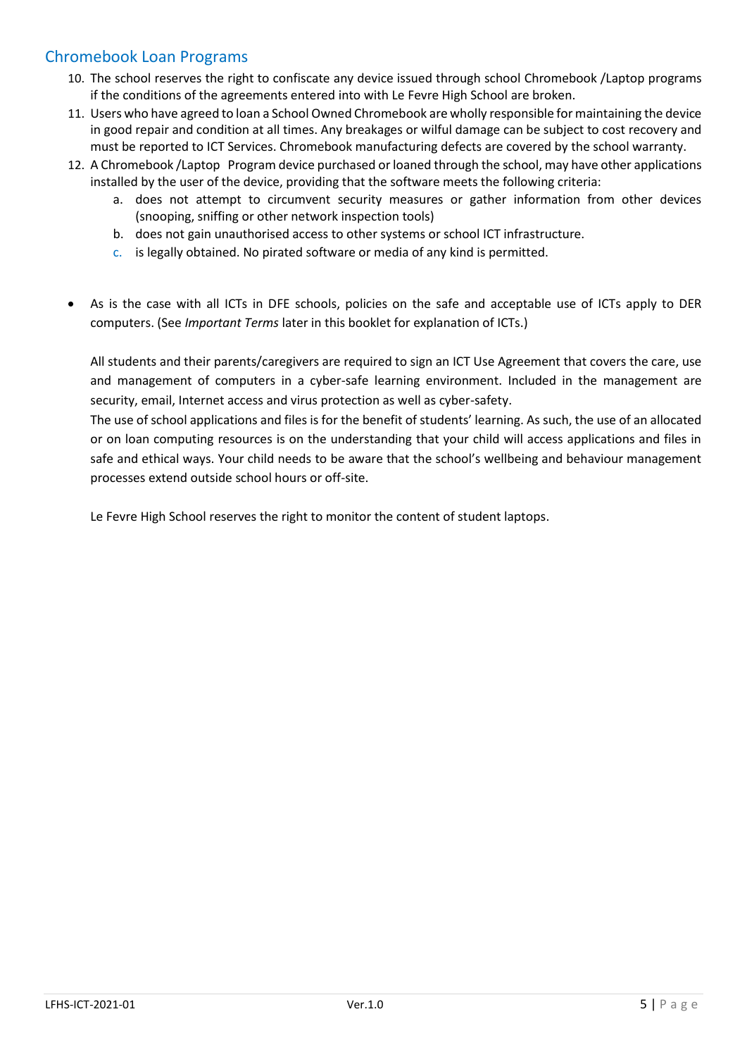## Chromebook Loan Programs

10. The school reserves the right to confiscate any device issued through school Chromebook /Laptop programs if the conditions of the agreements entered into with Le Fevre High School are broken.
11. Users who have agreed to loan a School Owned Chromebook are wholly responsible for maintaining the device in good repair and condition at all times. Any breakages or wilful damage can be subject to cost recovery and must be reported to ICT Services. Chromebook manufacturing defects are covered by the school warranty.
12. A Chromebook /Laptop Program device purchased or loaned through the school, may have other applications installed by the user of the device, providing that the software meets the following criteria:
    a. does not attempt to circumvent security measures or gather information from other devices (snooping, sniffing or other network inspection tools)
    b. does not gain unauthorised access to other systems or school ICT infrastructure.
    c. is legally obtained. No pirated software or media of any kind is permitted.

- As is the case with all ICTs in DFE schools, policies on the safe and acceptable use of ICTs apply to DER computers. (See *Important Terms* later in this booklet for explanation of ICTs.)

  All students and their parents/caregivers are required to sign an ICT Use Agreement that covers the care, use and management of computers in a cyber-safe learning environment. Included in the management are security, email, Internet access and virus protection as well as cyber-safety.

  The use of school applications and files is for the benefit of students' learning. As such, the use of an allocated or on loan computing resources is on the understanding that your child will access applications and files in safe and ethical ways. Your child needs to be aware that the school's wellbeing and behaviour management processes extend outside school hours or off-site.

  Le Fevre High School reserves the right to monitor the content of student laptops.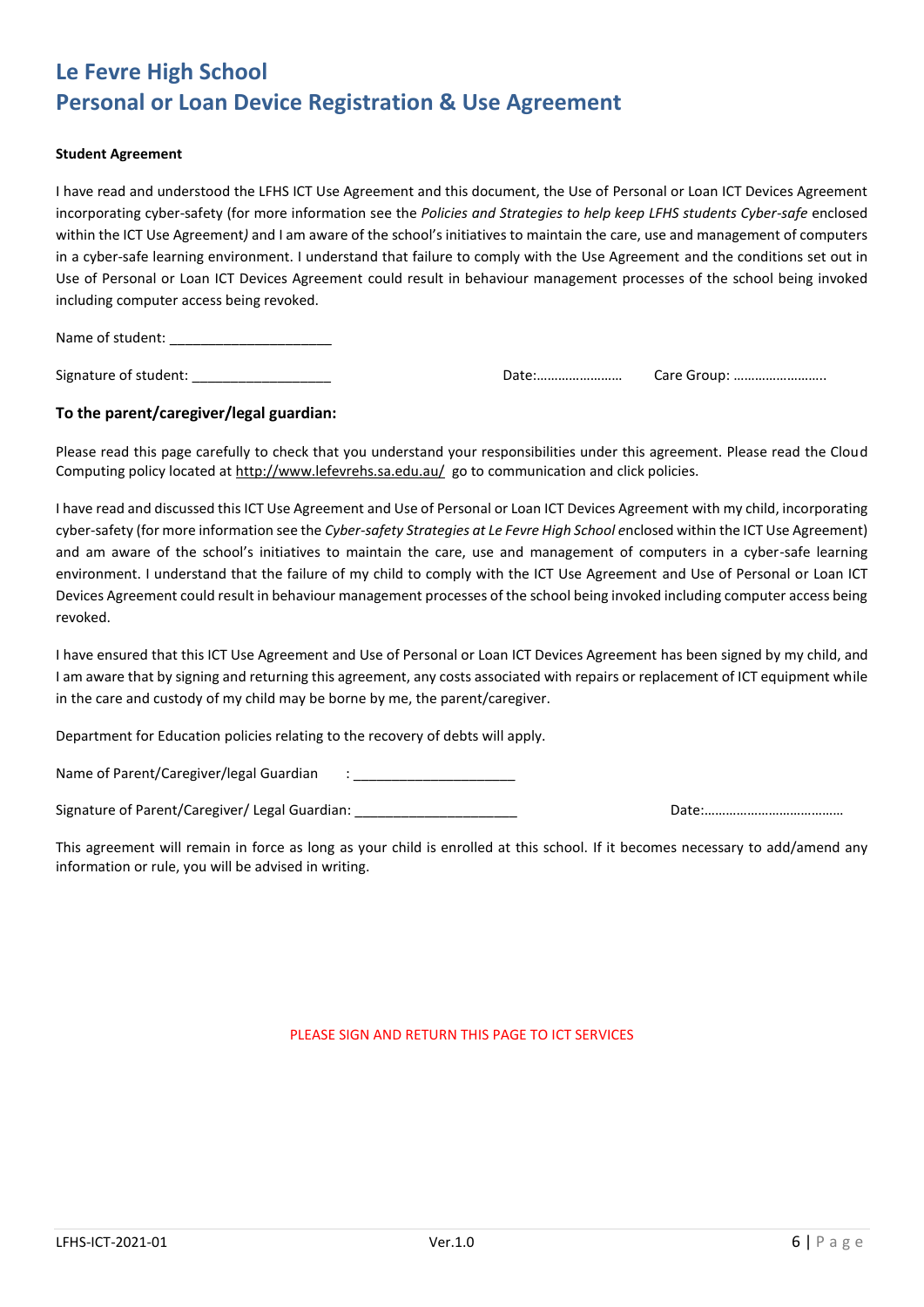# Le Fevre High School
# Personal or Loan Device Registration & Use Agreement

**Student Agreement**

I have read and understood the LFHS ICT Use Agreement and this document, the Use of Personal or Loan ICT Devices Agreement incorporating cyber-safety (for more information see the *Policies and Strategies to help keep LFHS students Cyber-safe* enclosed within the ICT Use Agreement*)* and I am aware of the school's initiatives to maintain the care, use and management of computers in a cyber-safe learning environment. I understand that failure to comply with the Use Agreement and the conditions set out in Use of Personal or Loan ICT Devices Agreement could result in behaviour management processes of the school being invoked including computer access being revoked.

Name of student: _____________________

Signature of student: __________________ Date:…………………… Care Group: ……………………..

### To the parent/caregiver/legal guardian:

Please read this page carefully to check that you understand your responsibilities under this agreement. Please read the Cloud Computing policy located at http://www.lefevrehs.sa.edu.au/ go to communication and click policies.

I have read and discussed this ICT Use Agreement and Use of Personal or Loan ICT Devices Agreement with my child, incorporating cyber-safety (for more information see the *Cyber-safety Strategies at Le Fevre High School* enclosed within the ICT Use Agreement) and am aware of the school's initiatives to maintain the care, use and management of computers in a cyber-safe learning environment. I understand that the failure of my child to comply with the ICT Use Agreement and Use of Personal or Loan ICT Devices Agreement could result in behaviour management processes of the school being invoked including computer access being revoked.

I have ensured that this ICT Use Agreement and Use of Personal or Loan ICT Devices Agreement has been signed by my child, and I am aware that by signing and returning this agreement, any costs associated with repairs or replacement of ICT equipment while in the care and custody of my child may be borne by me, the parent/caregiver.

Department for Education policies relating to the recovery of debts will apply.

Name of Parent/Caregiver/legal Guardian : _____________________

Signature of Parent/Caregiver/ Legal Guardian: _____________________ Date:…………………………………

This agreement will remain in force as long as your child is enrolled at this school. If it becomes necessary to add/amend any information or rule, you will be advised in writing.

PLEASE SIGN AND RETURN THIS PAGE TO ICT SERVICES

LFHS-ICT-2021-01 Ver.1.0